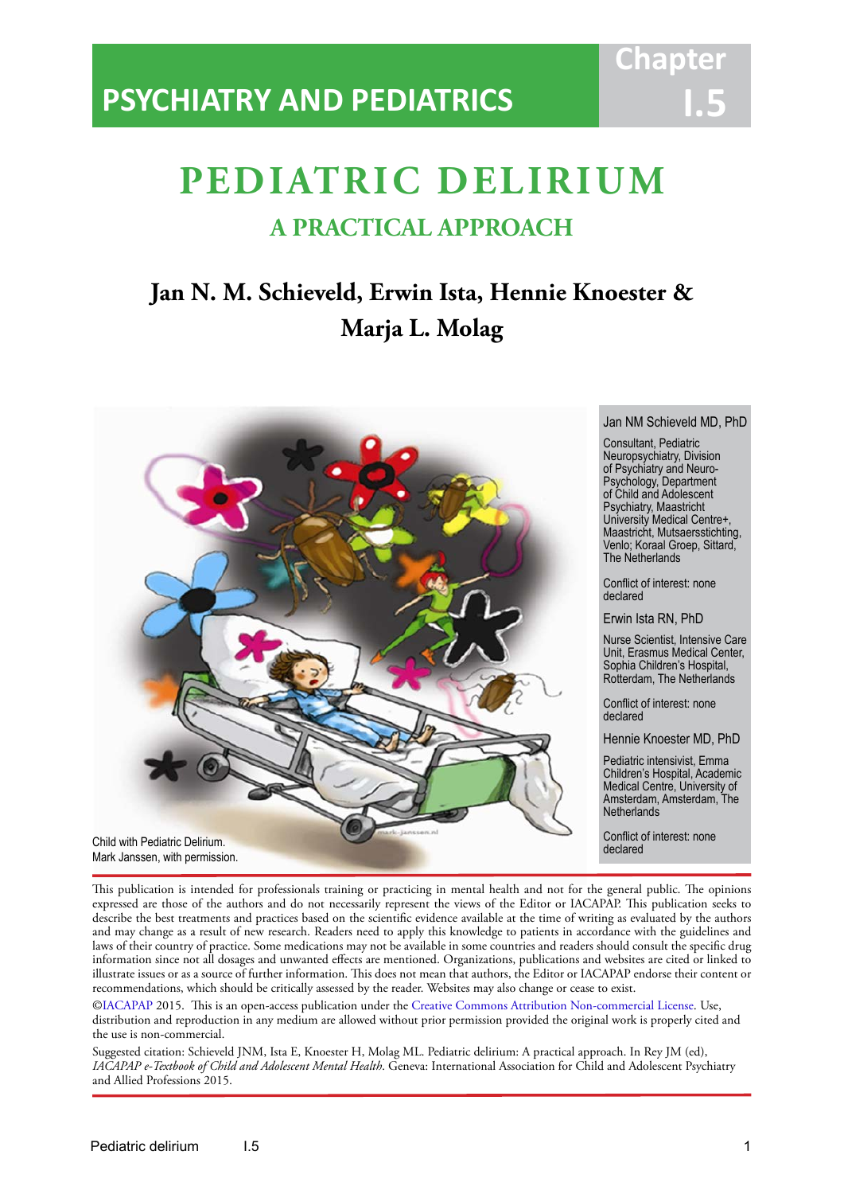PSYCHIATRY AND PEDIATRICS

Chapter I.5

# PEDIATRIC DELIRIUM

## A PRACTICAL APPROACH

**Jan N. M. Schieveld, Erwin Ista, Hennie Knoester & Marja L. Molag**

Child with Pediatric Delirium.
Mark Janssen, with permission.

Jan NM Schieveld MD, PhD

Consultant, Pediatric Neuropsychiatry, Division of Psychiatry and Neuro-Psychology, Department of Child and Adolescent Psychiatry, Maastricht University Medical Centre+, Maastricht, Mutsaersstichting, Venlo; Koraal Groep, Sittard, The Netherlands

Conflict of interest: none declared

Erwin Ista RN, PhD

Nurse Scientist, Intensive Care Unit, Erasmus Medical Center, Sophia Children's Hospital, Rotterdam, The Netherlands

Conflict of interest: none declared

Hennie Knoester MD, PhD

Pediatric intensivist, Emma Children's Hospital, Academic Medical Centre, University of Amsterdam, Amsterdam, The Netherlands

Conflict of interest: none declared

This publication is intended for professionals training or practicing in mental health and not for the general public. The opinions expressed are those of the authors and do not necessarily represent the views of the Editor or IACAPAP. This publication seeks to describe the best treatments and practices based on the scientific evidence available at the time of writing as evaluated by the authors and may change as a result of new research. Readers need to apply this knowledge to patients in accordance with the guidelines and laws of their country of practice. Some medications may not be available in some countries and readers should consult the specific drug information since not all dosages and unwanted effects are mentioned. Organizations, publications and websites are cited or linked to illustrate issues or as a source of further information. This does not mean that authors, the Editor or IACAPAP endorse their content or recommendations, which should be critically assessed by the reader. Websites may also change or cease to exist.

©IACAPAP 2015. This is an open-access publication under the Creative Commons Attribution Non-commercial License. Use, distribution and reproduction in any medium are allowed without prior permission provided the original work is properly cited and the use is non-commercial.

Suggested citation: Schieveld JNM, Ista E, Knoester H, Molag ML. Pediatric delirium: A practical approach. In Rey JM (ed), *IACAPAP e-Textbook of Child and Adolescent Mental Health*. Geneva: International Association for Child and Adolescent Psychiatry and Allied Professions 2015.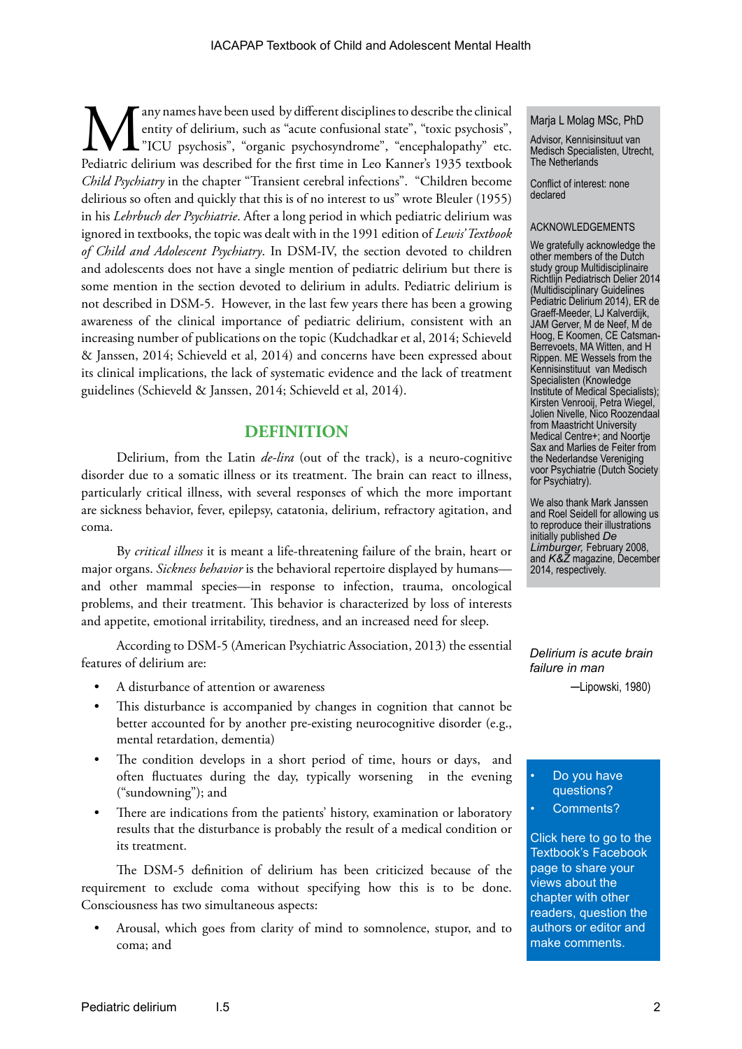Many names have been used by different disciplines to describe the clinical entity of delirium, such as "acute confusional state", "toxic psychosis", "ICU psychosis", "organic psychosyndrome", "encephalopathy" etc. Pediatric delirium was described for the first time in Leo Kanner's 1935 textbook *Child Psychiatry* in the chapter "Transient cerebral infections". "Children become delirious so often and quickly that this is of no interest to us" wrote Bleuler (1955) in his *Lehrbuch der Psychiatrie*. After a long period in which pediatric delirium was ignored in textbooks, the topic was dealt with in the 1991 edition of *Lewis' Textbook of Child and Adolescent Psychiatry*. In DSM-IV, the section devoted to children and adolescents does not have a single mention of pediatric delirium but there is some mention in the section devoted to delirium in adults. Pediatric delirium is not described in DSM-5. However, in the last few years there has been a growing awareness of the clinical importance of pediatric delirium, consistent with an increasing number of publications on the topic (Kudchadkar et al, 2014; Schieveld & Janssen, 2014; Schieveld et al, 2014) and concerns have been expressed about its clinical implications, the lack of systematic evidence and the lack of treatment guidelines (Schieveld & Janssen, 2014; Schieveld et al, 2014).

Marja L Molag MSc, PhD

Advisor, Kennisinsituut van Medisch Specialisten, Utrecht, The Netherlands

Conflict of interest: none declared

ACKNOWLEDGEMENTS

We gratefully acknowledge the other members of the Dutch study group Multidisciplinaire Richtlijn Pediatrisch Delier 2014 (Multidisciplinary Guidelines Pediatric Delirium 2014), ER de Graeff-Meeder, LJ Kalverdijk, JAM Gerver, M de Neef, M de Hoog, E Koomen, CE Catsman-Berrevoets, MA Witten, and H Rippen. ME Wessels from the Kennisinstituut van Medisch Specialisten (Knowledge Institute of Medical Specialists); Kirsten Venrooij, Petra Wiegel, Jolien Nivelle, Nico Roozendaal from Maastricht University Medical Centre+; and Noortje Sax and Marlies de Feiter from the Nederlandse Vereniging voor Psychiatrie (Dutch Society for Psychiatry).

We also thank Mark Janssen and Roel Seidell for allowing us to reproduce their illustrations initially published *De Limburger*, February 2008, and *K&Z* magazine, December 2014, respectively.

## DEFINITION

Delirium, from the Latin *de-lira* (out of the track), is a neuro-cognitive disorder due to a somatic illness or its treatment. The brain can react to illness, particularly critical illness, with several responses of which the more important are sickness behavior, fever, epilepsy, catatonia, delirium, refractory agitation, and coma.

By *critical illness* it is meant a life-threatening failure of the brain, heart or major organs. *Sickness behavior* is the behavioral repertoire displayed by humans—and other mammal species—in response to infection, trauma, oncological problems, and their treatment. This behavior is characterized by loss of interests and appetite, emotional irritability, tiredness, and an increased need for sleep.

*Delirium is acute brain failure in man*

—Lipowski, 1980)

According to DSM-5 (American Psychiatric Association, 2013) the essential features of delirium are:

- A disturbance of attention or awareness
- This disturbance is accompanied by changes in cognition that cannot be better accounted for by another pre-existing neurocognitive disorder (e.g., mental retardation, dementia)
- The condition develops in a short period of time, hours or days, and often fluctuates during the day, typically worsening in the evening ("sundowning"); and
- There are indications from the patients' history, examination or laboratory results that the disturbance is probably the result of a medical condition or its treatment.

- Do you have questions?
- Comments?

Click here to go to the Textbook's Facebook page to share your views about the chapter with other readers, question the authors or editor and make comments.

The DSM-5 definition of delirium has been criticized because of the requirement to exclude coma without specifying how this is to be done. Consciousness has two simultaneous aspects:

- Arousal, which goes from clarity of mind to somnolence, stupor, and to coma; and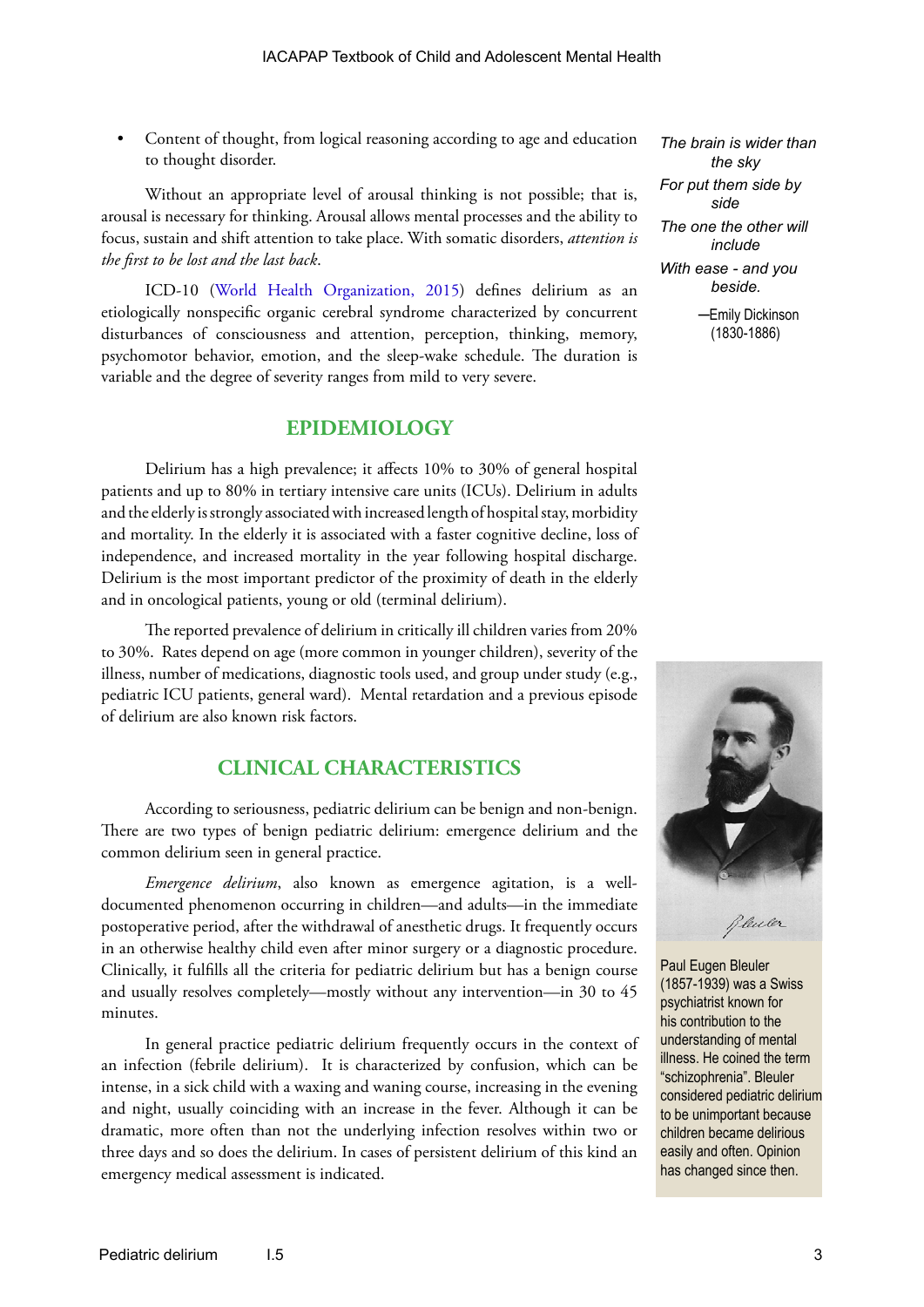- Content of thought, from logical reasoning according to age and education to thought disorder.

Without an appropriate level of arousal thinking is not possible; that is, arousal is necessary for thinking. Arousal allows mental processes and the ability to focus, sustain and shift attention to take place. With somatic disorders, *attention is the first to be lost and the last back*.

ICD-10 (World Health Organization, 2015) defines delirium as an etiologically nonspecific organic cerebral syndrome characterized by concurrent disturbances of consciousness and attention, perception, thinking, memory, psychomotor behavior, emotion, and the sleep-wake schedule. The duration is variable and the degree of severity ranges from mild to very severe.

*The brain is wider than the sky*
*For put them side by side*
*The one the other will include*
*With ease - and you beside.*

—Emily Dickinson (1830-1886)

## EPIDEMIOLOGY

Delirium has a high prevalence; it affects 10% to 30% of general hospital patients and up to 80% in tertiary intensive care units (ICUs). Delirium in adults and the elderly is strongly associated with increased length of hospital stay, morbidity and mortality. In the elderly it is associated with a faster cognitive decline, loss of independence, and increased mortality in the year following hospital discharge. Delirium is the most important predictor of the proximity of death in the elderly and in oncological patients, young or old (terminal delirium).

The reported prevalence of delirium in critically ill children varies from 20% to 30%. Rates depend on age (more common in younger children), severity of the illness, number of medications, diagnostic tools used, and group under study (e.g., pediatric ICU patients, general ward). Mental retardation and a previous episode of delirium are also known risk factors.

## CLINICAL CHARACTERISTICS

According to seriousness, pediatric delirium can be benign and non-benign. There are two types of benign pediatric delirium: emergence delirium and the common delirium seen in general practice.

*Emergence delirium*, also known as emergence agitation, is a well-documented phenomenon occurring in children—and adults—in the immediate postoperative period, after the withdrawal of anesthetic drugs. It frequently occurs in an otherwise healthy child even after minor surgery or a diagnostic procedure. Clinically, it fulfills all the criteria for pediatric delirium but has a benign course and usually resolves completely—mostly without any intervention—in 30 to 45 minutes.

In general practice pediatric delirium frequently occurs in the context of an infection (febrile delirium). It is characterized by confusion, which can be intense, in a sick child with a waxing and waning course, increasing in the evening and night, usually coinciding with an increase in the fever. Although it can be dramatic, more often than not the underlying infection resolves within two or three days and so does the delirium. In cases of persistent delirium of this kind an emergency medical assessment is indicated.

Paul Eugen Bleuler (1857-1939) was a Swiss psychiatrist known for his contribution to the understanding of mental illness. He coined the term "schizophrenia". Bleuler considered pediatric delirium to be unimportant because children became delirious easily and often. Opinion has changed since then.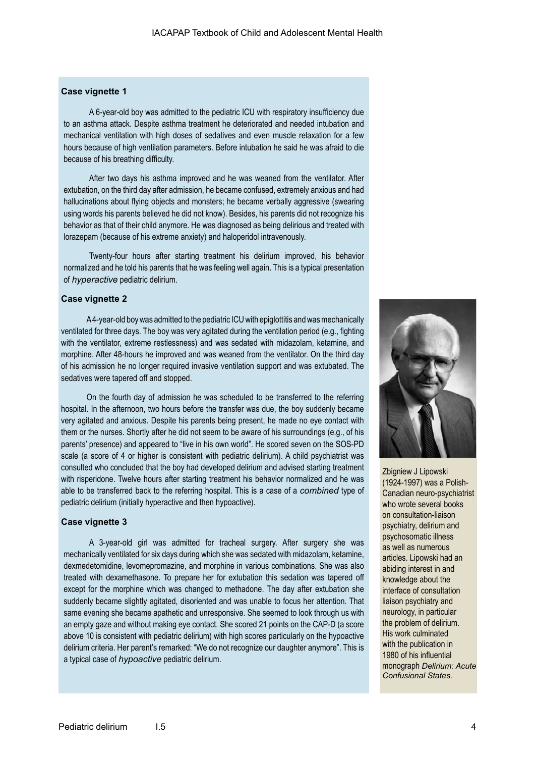### Case vignette 1

A 6-year-old boy was admitted to the pediatric ICU with respiratory insufficiency due to an asthma attack. Despite asthma treatment he deteriorated and needed intubation and mechanical ventilation with high doses of sedatives and even muscle relaxation for a few hours because of high ventilation parameters. Before intubation he said he was afraid to die because of his breathing difficulty.

After two days his asthma improved and he was weaned from the ventilator. After extubation, on the third day after admission, he became confused, extremely anxious and had hallucinations about flying objects and monsters; he became verbally aggressive (swearing using words his parents believed he did not know). Besides, his parents did not recognize his behavior as that of their child anymore. He was diagnosed as being delirious and treated with lorazepam (because of his extreme anxiety) and haloperidol intravenously.

Twenty-four hours after starting treatment his delirium improved, his behavior normalized and he told his parents that he was feeling well again. This is a typical presentation of *hyperactive* pediatric delirium.

### Case vignette 2

A 4-year-old boy was admitted to the pediatric ICU with epiglottitis and was mechanically ventilated for three days. The boy was very agitated during the ventilation period (e.g., fighting with the ventilator, extreme restlessness) and was sedated with midazolam, ketamine, and morphine. After 48-hours he improved and was weaned from the ventilator. On the third day of his admission he no longer required invasive ventilation support and was extubated. The sedatives were tapered off and stopped.

On the fourth day of admission he was scheduled to be transferred to the referring hospital. In the afternoon, two hours before the transfer was due, the boy suddenly became very agitated and anxious. Despite his parents being present, he made no eye contact with them or the nurses. Shortly after he did not seem to be aware of his surroundings (e.g., of his parents' presence) and appeared to "live in his own world". He scored seven on the SOS-PD scale (a score of 4 or higher is consistent with pediatric delirium). A child psychiatrist was consulted who concluded that the boy had developed delirium and advised starting treatment with risperidone. Twelve hours after starting treatment his behavior normalized and he was able to be transferred back to the referring hospital. This is a case of a *combined* type of pediatric delirium (initially hyperactive and then hypoactive).

### Case vignette 3

A 3-year-old girl was admitted for tracheal surgery. After surgery she was mechanically ventilated for six days during which she was sedated with midazolam, ketamine, dexmedetomidine, levomepromazine, and morphine in various combinations. She was also treated with dexamethasone. To prepare her for extubation this sedation was tapered off except for the morphine which was changed to methadone. The day after extubation she suddenly became slightly agitated, disoriented and was unable to focus her attention. That same evening she became apathetic and unresponsive. She seemed to look through us with an empty gaze and without making eye contact. She scored 21 points on the CAP-D (a score above 10 is consistent with pediatric delirium) with high scores particularly on the hypoactive delirium criteria. Her parent's remarked: "We do not recognize our daughter anymore". This is a typical case of *hypoactive* pediatric delirium.

Zbigniew J Lipowski (1924-1997) was a Polish-Canadian neuro-psychiatrist who wrote several books on consultation-liaison psychiatry, delirium and psychosomatic illness as well as numerous articles. Lipowski had an abiding interest in and knowledge about the interface of consultation liaison psychiatry and neurology, in particular the problem of delirium. His work culminated with the publication in 1980 of his influential monograph *Delirium: Acute Confusional States.*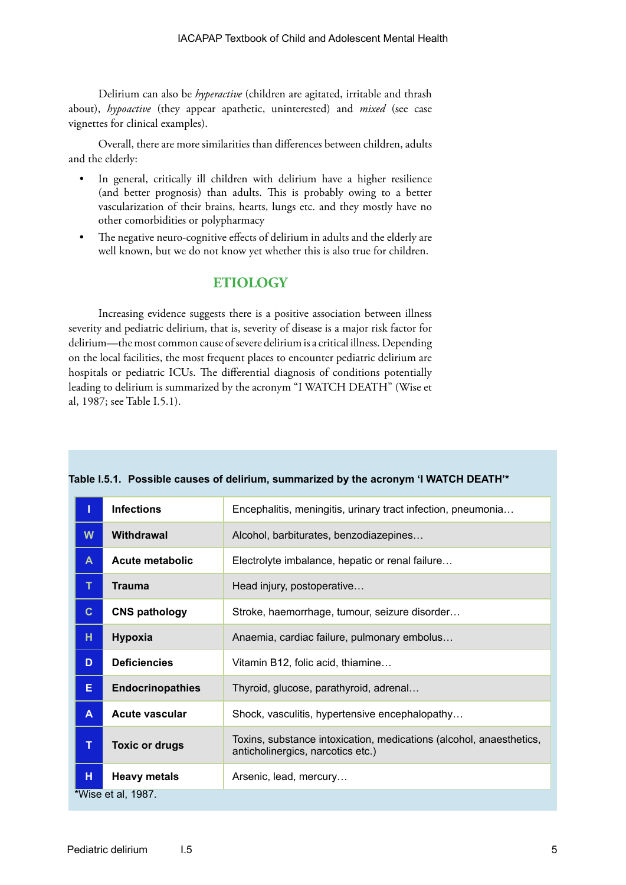Delirium can also be *hyperactive* (children are agitated, irritable and thrash about), *hypoactive* (they appear apathetic, uninterested) and *mixed* (see case vignettes for clinical examples).

Overall, there are more similarities than differences between children, adults and the elderly:

- In general, critically ill children with delirium have a higher resilience (and better prognosis) than adults. This is probably owing to a better vascularization of their brains, hearts, lungs etc. and they mostly have no other comorbidities or polypharmacy
- The negative neuro-cognitive effects of delirium in adults and the elderly are well known, but we do not know yet whether this is also true for children.

## ETIOLOGY

Increasing evidence suggests there is a positive association between illness severity and pediatric delirium, that is, severity of disease is a major risk factor for delirium—the most common cause of severe delirium is a critical illness. Depending on the local facilities, the most frequent places to encounter pediatric delirium are hospitals or pediatric ICUs. The differential diagnosis of conditions potentially leading to delirium is summarized by the acronym "I WATCH DEATH" (Wise et al, 1987; see Table I.5.1).

**Table I.5.1. Possible causes of delirium, summarized by the acronym 'I WATCH DEATH'\***

| | | |
|---|---|---|
| **I** | **Infections** | Encephalitis, meningitis, urinary tract infection, pneumonia… |
| **W** | **Withdrawal** | Alcohol, barbiturates, benzodiazepines… |
| **A** | **Acute metabolic** | Electrolyte imbalance, hepatic or renal failure… |
| **T** | **Trauma** | Head injury, postoperative… |
| **C** | **CNS pathology** | Stroke, haemorrhage, tumour, seizure disorder… |
| **H** | **Hypoxia** | Anaemia, cardiac failure, pulmonary embolus… |
| **D** | **Deficiencies** | Vitamin B12, folic acid, thiamine… |
| **E** | **Endocrinopathies** | Thyroid, glucose, parathyroid, adrenal… |
| **A** | **Acute vascular** | Shock, vasculitis, hypertensive encephalopathy… |
| **T** | **Toxic or drugs** | Toxins, substance intoxication, medications (alcohol, anaesthetics, anticholinergics, narcotics etc.) |
| **H** | **Heavy metals** | Arsenic, lead, mercury… |

\*Wise et al, 1987.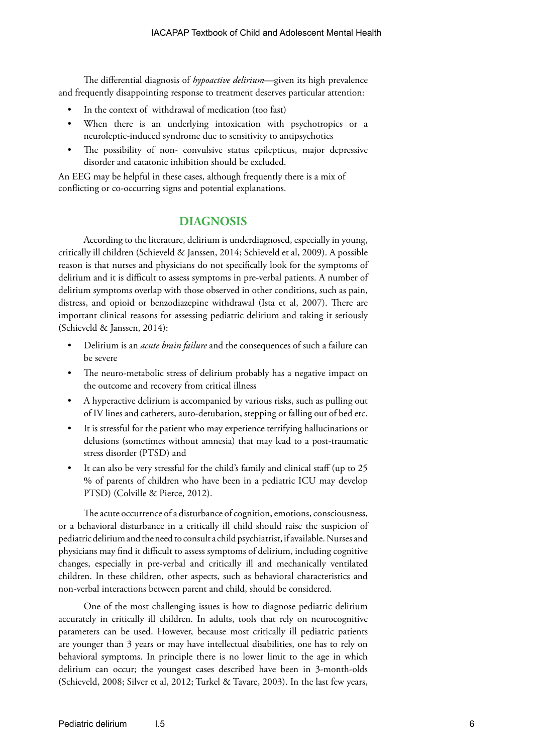The differential diagnosis of *hypoactive delirium*—given its high prevalence and frequently disappointing response to treatment deserves particular attention:

- In the context of withdrawal of medication (too fast)
- When there is an underlying intoxication with psychotropics or a neuroleptic-induced syndrome due to sensitivity to antipsychotics
- The possibility of non- convulsive status epilepticus, major depressive disorder and catatonic inhibition should be excluded.

An EEG may be helpful in these cases, although frequently there is a mix of conflicting or co-occurring signs and potential explanations.

## DIAGNOSIS

According to the literature, delirium is underdiagnosed, especially in young, critically ill children (Schieveld & Janssen, 2014; Schieveld et al, 2009). A possible reason is that nurses and physicians do not specifically look for the symptoms of delirium and it is difficult to assess symptoms in pre-verbal patients. A number of delirium symptoms overlap with those observed in other conditions, such as pain, distress, and opioid or benzodiazepine withdrawal (Ista et al, 2007). There are important clinical reasons for assessing pediatric delirium and taking it seriously (Schieveld & Janssen, 2014):

- Delirium is an *acute brain failure* and the consequences of such a failure can be severe
- The neuro-metabolic stress of delirium probably has a negative impact on the outcome and recovery from critical illness
- A hyperactive delirium is accompanied by various risks, such as pulling out of IV lines and catheters, auto-detubation, stepping or falling out of bed etc.
- It is stressful for the patient who may experience terrifying hallucinations or delusions (sometimes without amnesia) that may lead to a post-traumatic stress disorder (PTSD) and
- It can also be very stressful for the child's family and clinical staff (up to 25 % of parents of children who have been in a pediatric ICU may develop PTSD) (Colville & Pierce, 2012).

The acute occurrence of a disturbance of cognition, emotions, consciousness, or a behavioral disturbance in a critically ill child should raise the suspicion of pediatric delirium and the need to consult a child psychiatrist, if available. Nurses and physicians may find it difficult to assess symptoms of delirium, including cognitive changes, especially in pre-verbal and critically ill and mechanically ventilated children. In these children, other aspects, such as behavioral characteristics and non-verbal interactions between parent and child, should be considered.

One of the most challenging issues is how to diagnose pediatric delirium accurately in critically ill children. In adults, tools that rely on neurocognitive parameters can be used. However, because most critically ill pediatric patients are younger than 3 years or may have intellectual disabilities, one has to rely on behavioral symptoms. In principle there is no lower limit to the age in which delirium can occur; the youngest cases described have been in 3-month-olds (Schieveld, 2008; Silver et al, 2012; Turkel & Tavare, 2003). In the last few years,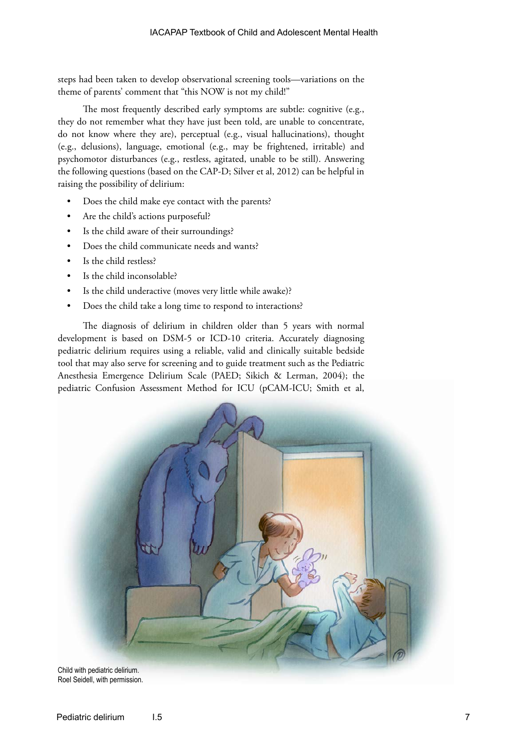steps had been taken to develop observational screening tools—variations on the theme of parents' comment that "this NOW is not my child!"

The most frequently described early symptoms are subtle: cognitive (e.g., they do not remember what they have just been told, are unable to concentrate, do not know where they are), perceptual (e.g., visual hallucinations), thought (e.g., delusions), language, emotional (e.g., may be frightened, irritable) and psychomotor disturbances (e.g., restless, agitated, unable to be still). Answering the following questions (based on the CAP-D; Silver et al, 2012) can be helpful in raising the possibility of delirium:

- Does the child make eye contact with the parents?
- Are the child's actions purposeful?
- Is the child aware of their surroundings?
- Does the child communicate needs and wants?
- Is the child restless?
- Is the child inconsolable?
- Is the child underactive (moves very little while awake)?
- Does the child take a long time to respond to interactions?

The diagnosis of delirium in children older than 5 years with normal development is based on DSM-5 or ICD-10 criteria. Accurately diagnosing pediatric delirium requires using a reliable, valid and clinically suitable bedside tool that may also serve for screening and to guide treatment such as the Pediatric Anesthesia Emergence Delirium Scale (PAED; Sikich & Lerman, 2004); the pediatric Confusion Assessment Method for ICU (pCAM-ICU; Smith et al,

Child with pediatric delirium.
Roel Seidell, with permission.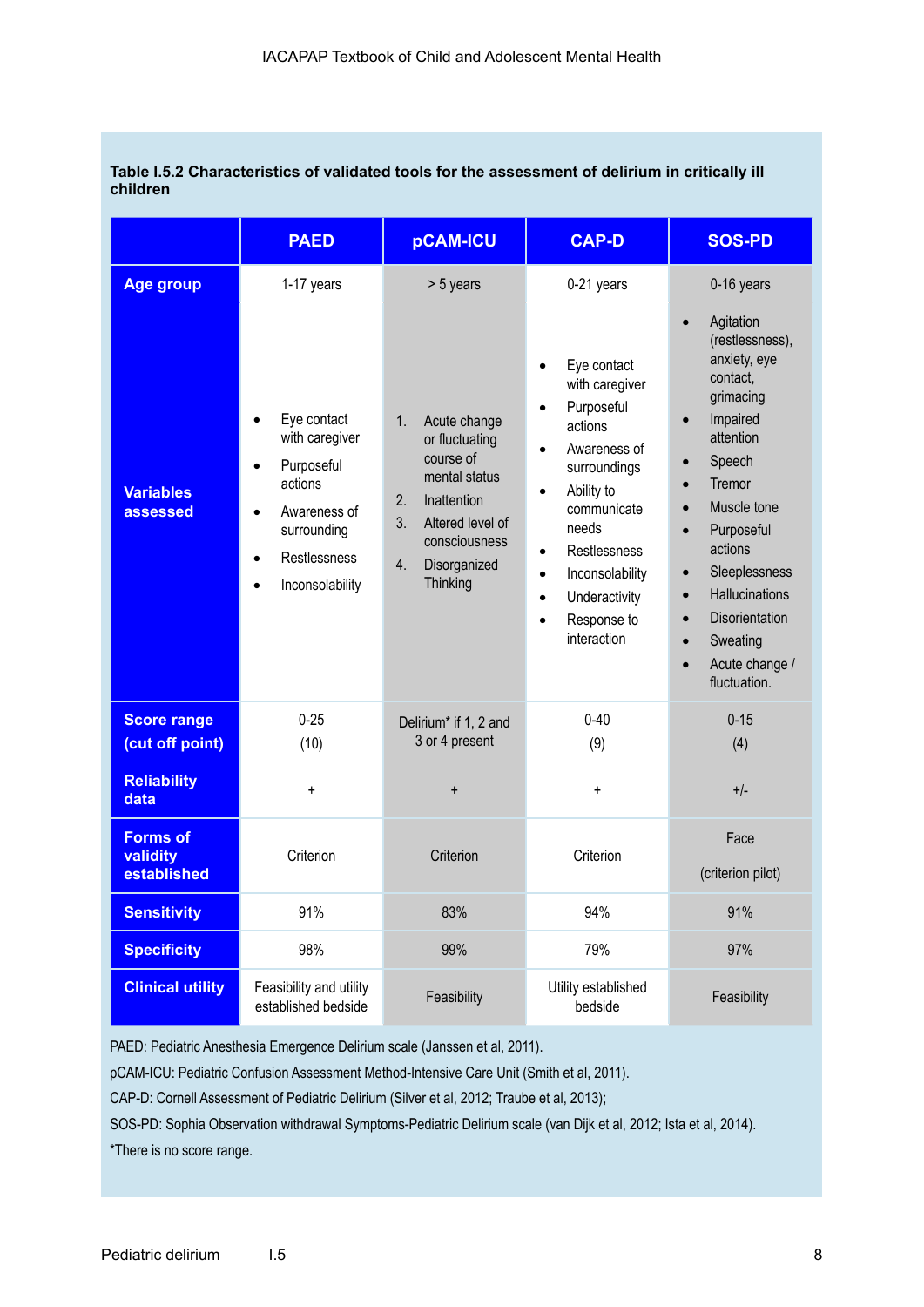**Table I.5.2 Characteristics of validated tools for the assessment of delirium in critically ill children**

| | PAED | pCAM-ICU | CAP-D | SOS-PD |
|---|---|---|---|---|
| **Age group** | 1-17 years | > 5 years | 0-21 years | 0-16 years |
| **Variables assessed** | • Eye contact with caregiver<br>• Purposeful actions<br>• Awareness of surrounding<br>• Restlessness<br>• Inconsolability | 1. Acute change or fluctuating course of mental status<br>2. Inattention<br>3. Altered level of consciousness<br>4. Disorganized Thinking | • Eye contact with caregiver<br>• Purposeful actions<br>• Awareness of surroundings<br>• Ability to communicate needs<br>• Restlessness<br>• Inconsolability<br>• Underactivity<br>• Response to interaction | • Agitation (restlessness), anxiety, eye contact, grimacing<br>• Impaired attention<br>• Speech<br>• Tremor<br>• Muscle tone<br>• Purposeful actions<br>• Sleeplessness<br>• Hallucinations<br>• Disorientation<br>• Sweating<br>• Acute change / fluctuation. |
| **Score range (cut off point)** | 0-25 (10) | Delirium* if 1, 2 and 3 or 4 present | 0-40 (9) | 0-15 (4) |
| **Reliability data** | + | + | + | +/- |
| **Forms of validity established** | Criterion | Criterion | Criterion | Face (criterion pilot) |
| **Sensitivity** | 91% | 83% | 94% | 91% |
| **Specificity** | 98% | 99% | 79% | 97% |
| **Clinical utility** | Feasibility and utility established bedside | Feasibility | Utility established bedside | Feasibility |

PAED: Pediatric Anesthesia Emergence Delirium scale (Janssen et al, 2011).

pCAM-ICU: Pediatric Confusion Assessment Method-Intensive Care Unit (Smith et al, 2011).

CAP-D: Cornell Assessment of Pediatric Delirium (Silver et al, 2012; Traube et al, 2013);

SOS-PD: Sophia Observation withdrawal Symptoms-Pediatric Delirium scale (van Dijk et al, 2012; Ista et al, 2014).

*There is no score range.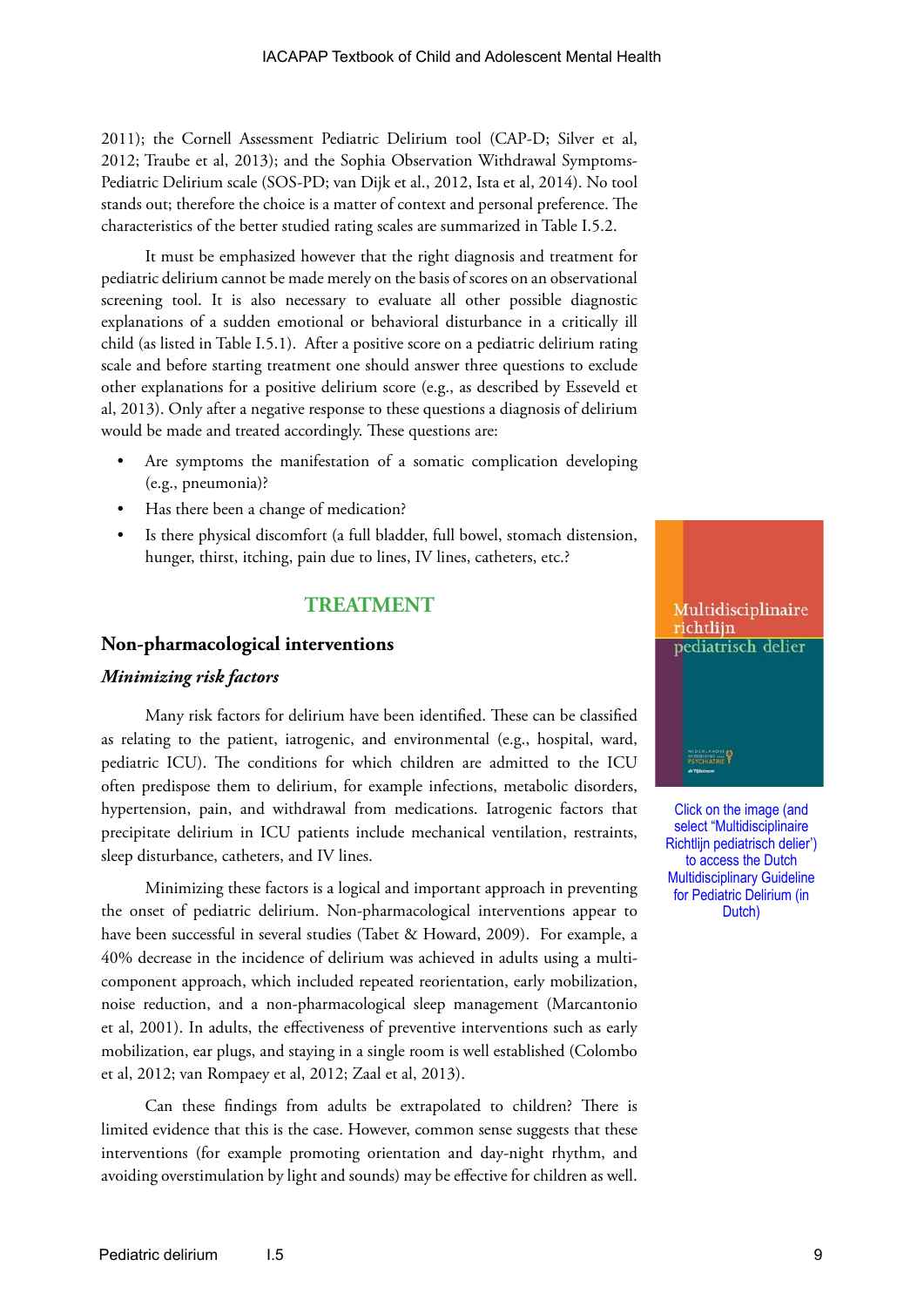2011); the Cornell Assessment Pediatric Delirium tool (CAP-D; Silver et al, 2012; Traube et al, 2013); and the Sophia Observation Withdrawal Symptoms-Pediatric Delirium scale (SOS-PD; van Dijk et al., 2012, Ista et al, 2014). No tool stands out; therefore the choice is a matter of context and personal preference. The characteristics of the better studied rating scales are summarized in Table I.5.2.

It must be emphasized however that the right diagnosis and treatment for pediatric delirium cannot be made merely on the basis of scores on an observational screening tool. It is also necessary to evaluate all other possible diagnostic explanations of a sudden emotional or behavioral disturbance in a critically ill child (as listed in Table I.5.1). After a positive score on a pediatric delirium rating scale and before starting treatment one should answer three questions to exclude other explanations for a positive delirium score (e.g., as described by Esseveld et al, 2013). Only after a negative response to these questions a diagnosis of delirium would be made and treated accordingly. These questions are:

- Are symptoms the manifestation of a somatic complication developing (e.g., pneumonia)?
- Has there been a change of medication?
- Is there physical discomfort (a full bladder, full bowel, stomach distension, hunger, thirst, itching, pain due to lines, IV lines, catheters, etc.?

Multidisciplinaire richtlijn pediatrisch delier

Click on the image (and select "Multidisciplinaire Richtlijn pediatrisch delier') to access the Dutch Multidisciplinary Guideline for Pediatric Delirium (in Dutch)

## TREATMENT

### Non-pharmacological interventions

#### *Minimizing risk factors*

Many risk factors for delirium have been identified. These can be classified as relating to the patient, iatrogenic, and environmental (e.g., hospital, ward, pediatric ICU). The conditions for which children are admitted to the ICU often predispose them to delirium, for example infections, metabolic disorders, hypertension, pain, and withdrawal from medications. Iatrogenic factors that precipitate delirium in ICU patients include mechanical ventilation, restraints, sleep disturbance, catheters, and IV lines.

Minimizing these factors is a logical and important approach in preventing the onset of pediatric delirium. Non-pharmacological interventions appear to have been successful in several studies (Tabet & Howard, 2009). For example, a 40% decrease in the incidence of delirium was achieved in adults using a multi-component approach, which included repeated reorientation, early mobilization, noise reduction, and a non-pharmacological sleep management (Marcantonio et al, 2001). In adults, the effectiveness of preventive interventions such as early mobilization, ear plugs, and staying in a single room is well established (Colombo et al, 2012; van Rompaey et al, 2012; Zaal et al, 2013).

Can these findings from adults be extrapolated to children? There is limited evidence that this is the case. However, common sense suggests that these interventions (for example promoting orientation and day-night rhythm, and avoiding overstimulation by light and sounds) may be effective for children as well.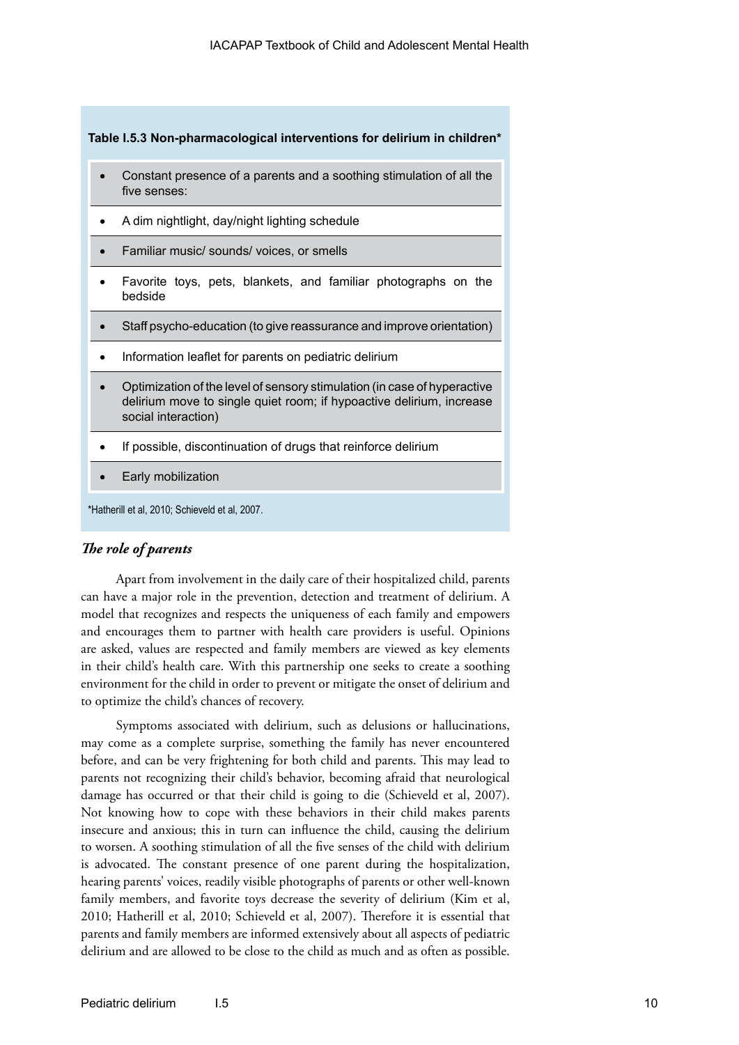**Table I.5.3 Non-pharmacological interventions for delirium in children***

- Constant presence of a parents and a soothing stimulation of all the five senses:
- A dim nightlight, day/night lighting schedule
- Familiar music/ sounds/ voices, or smells
- Favorite toys, pets, blankets, and familiar photographs on the bedside
- Staff psycho-education (to give reassurance and improve orientation)
- Information leaflet for parents on pediatric delirium
- Optimization of the level of sensory stimulation (in case of hyperactive delirium move to single quiet room; if hypoactive delirium, increase social interaction)
- If possible, discontinuation of drugs that reinforce delirium
- Early mobilization

*Hatherill et al, 2010; Schieveld et al, 2007.

### *The role of parents*

Apart from involvement in the daily care of their hospitalized child, parents can have a major role in the prevention, detection and treatment of delirium. A model that recognizes and respects the uniqueness of each family and empowers and encourages them to partner with health care providers is useful. Opinions are asked, values are respected and family members are viewed as key elements in their child's health care. With this partnership one seeks to create a soothing environment for the child in order to prevent or mitigate the onset of delirium and to optimize the child's chances of recovery.

Symptoms associated with delirium, such as delusions or hallucinations, may come as a complete surprise, something the family has never encountered before, and can be very frightening for both child and parents. This may lead to parents not recognizing their child's behavior, becoming afraid that neurological damage has occurred or that their child is going to die (Schieveld et al, 2007). Not knowing how to cope with these behaviors in their child makes parents insecure and anxious; this in turn can influence the child, causing the delirium to worsen. A soothing stimulation of all the five senses of the child with delirium is advocated. The constant presence of one parent during the hospitalization, hearing parents' voices, readily visible photographs of parents or other well-known family members, and favorite toys decrease the severity of delirium (Kim et al, 2010; Hatherill et al, 2010; Schieveld et al, 2007). Therefore it is essential that parents and family members are informed extensively about all aspects of pediatric delirium and are allowed to be close to the child as much and as often as possible.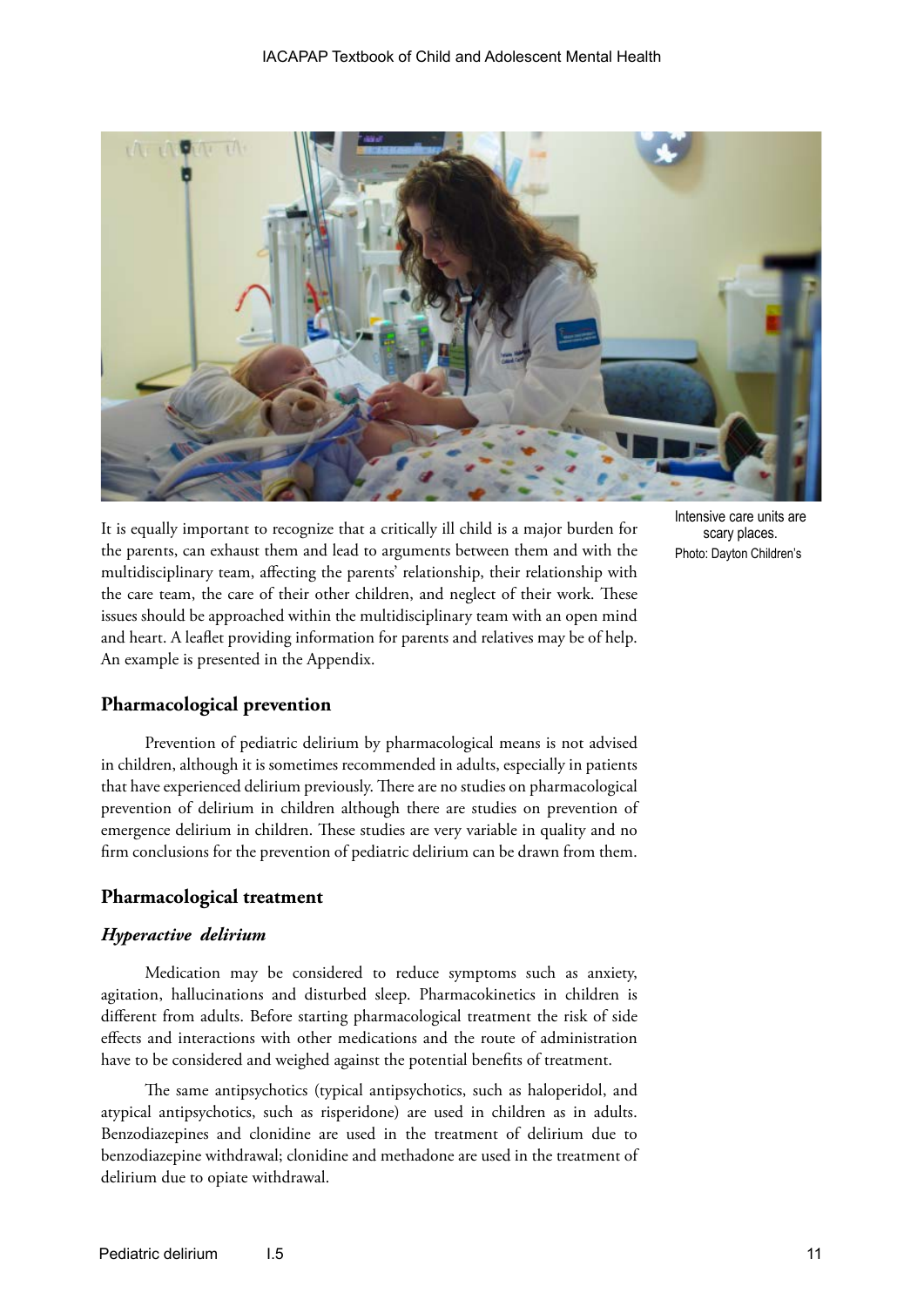Intensive care units are scary places.
Photo: Dayton Children's

It is equally important to recognize that a critically ill child is a major burden for the parents, can exhaust them and lead to arguments between them and with the multidisciplinary team, affecting the parents' relationship, their relationship with the care team, the care of their other children, and neglect of their work. These issues should be approached within the multidisciplinary team with an open mind and heart. A leaflet providing information for parents and relatives may be of help. An example is presented in the Appendix.

## Pharmacological prevention

Prevention of pediatric delirium by pharmacological means is not advised in children, although it is sometimes recommended in adults, especially in patients that have experienced delirium previously. There are no studies on pharmacological prevention of delirium in children although there are studies on prevention of emergence delirium in children. These studies are very variable in quality and no firm conclusions for the prevention of pediatric delirium can be drawn from them.

## Pharmacological treatment

### *Hyperactive delirium*

Medication may be considered to reduce symptoms such as anxiety, agitation, hallucinations and disturbed sleep. Pharmacokinetics in children is different from adults. Before starting pharmacological treatment the risk of side effects and interactions with other medications and the route of administration have to be considered and weighed against the potential benefits of treatment.

The same antipsychotics (typical antipsychotics, such as haloperidol, and atypical antipsychotics, such as risperidone) are used in children as in adults. Benzodiazepines and clonidine are used in the treatment of delirium due to benzodiazepine withdrawal; clonidine and methadone are used in the treatment of delirium due to opiate withdrawal.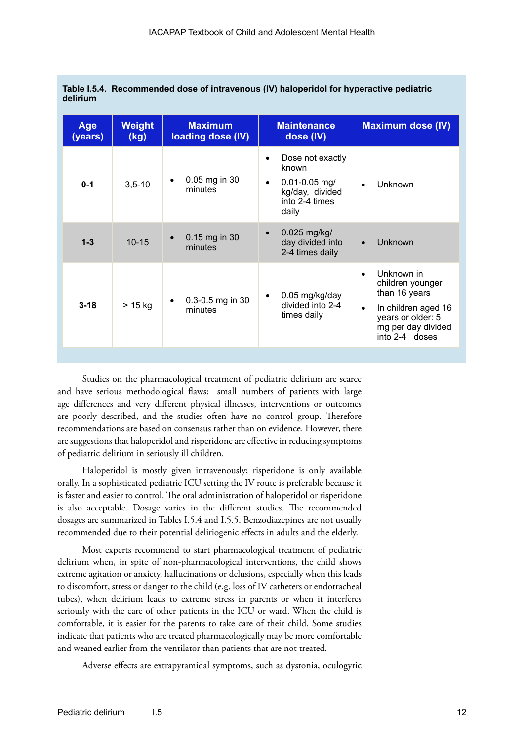**Table I.5.4. Recommended dose of intravenous (IV) haloperidol for hyperactive pediatric delirium**

| Age (years) | Weight (kg) | Maximum loading dose (IV) | Maintenance dose (IV) | Maximum dose (IV) |
|---|---|---|---|---|
| **0-1** | 3,5-10 | • 0.05 mg in 30 minutes | • Dose not exactly known<br>• 0.01-0.05 mg/kg/day, divided into 2-4 times daily | • Unknown |
| **1-3** | 10-15 | • 0.15 mg in 30 minutes | • 0.025 mg/kg/day divided into 2-4 times daily | • Unknown |
| **3-18** | > 15 kg | • 0.3-0.5 mg in 30 minutes | • 0.05 mg/kg/day divided into 2-4 times daily | • Unknown in children younger than 16 years<br>• In children aged 16 years or older: 5 mg per day divided into 2-4 doses |

Studies on the pharmacological treatment of pediatric delirium are scarce and have serious methodological flaws: small numbers of patients with large age differences and very different physical illnesses, interventions or outcomes are poorly described, and the studies often have no control group. Therefore recommendations are based on consensus rather than on evidence. However, there are suggestions that haloperidol and risperidone are effective in reducing symptoms of pediatric delirium in seriously ill children.

Haloperidol is mostly given intravenously; risperidone is only available orally. In a sophisticated pediatric ICU setting the IV route is preferable because it is faster and easier to control. The oral administration of haloperidol or risperidone is also acceptable. Dosage varies in the different studies. The recommended dosages are summarized in Tables I.5.4 and I.5.5. Benzodiazepines are not usually recommended due to their potential deliriogenic effects in adults and the elderly.

Most experts recommend to start pharmacological treatment of pediatric delirium when, in spite of non-pharmacological interventions, the child shows extreme agitation or anxiety, hallucinations or delusions, especially when this leads to discomfort, stress or danger to the child (e.g. loss of IV catheters or endotracheal tubes), when delirium leads to extreme stress in parents or when it interferes seriously with the care of other patients in the ICU or ward. When the child is comfortable, it is easier for the parents to take care of their child. Some studies indicate that patients who are treated pharmacologically may be more comfortable and weaned earlier from the ventilator than patients that are not treated.

Adverse effects are extrapyramidal symptoms, such as dystonia, oculogyric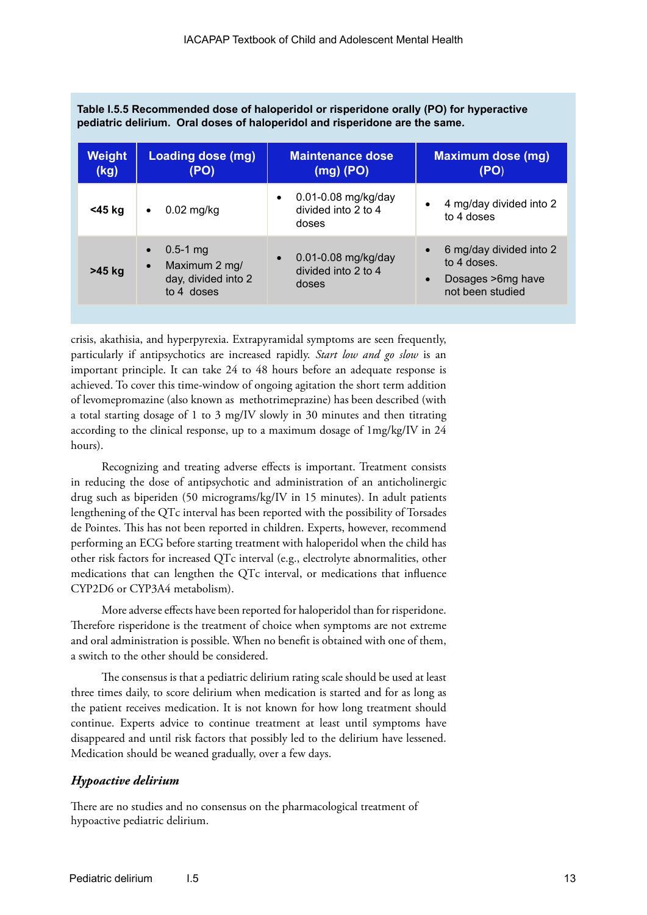**Table I.5.5 Recommended dose of haloperidol or risperidone orally (PO) for hyperactive pediatric delirium. Oral doses of haloperidol and risperidone are the same.**

| Weight (kg) | Loading dose (mg) (PO) | Maintenance dose (mg) (PO) | Maximum dose (mg) (PO) |
|---|---|---|---|
| <45 kg | • 0.02 mg/kg | • 0.01-0.08 mg/kg/day divided into 2 to 4 doses | • 4 mg/day divided into 2 to 4 doses |
| >45 kg | • 0.5-1 mg<br>• Maximum 2 mg/day, divided into 2 to 4 doses | • 0.01-0.08 mg/kg/day divided into 2 to 4 doses | • 6 mg/day divided into 2 to 4 doses.<br>• Dosages >6mg have not been studied |

crisis, akathisia, and hyperpyrexia. Extrapyramidal symptoms are seen frequently, particularly if antipsychotics are increased rapidly. *Start low and go slow* is an important principle. It can take 24 to 48 hours before an adequate response is achieved. To cover this time-window of ongoing agitation the short term addition of levomepromazine (also known as methotrimeprazine) has been described (with a total starting dosage of 1 to 3 mg/IV slowly in 30 minutes and then titrating according to the clinical response, up to a maximum dosage of 1mg/kg/IV in 24 hours).

Recognizing and treating adverse effects is important. Treatment consists in reducing the dose of antipsychotic and administration of an anticholinergic drug such as biperiden (50 micrograms/kg/IV in 15 minutes). In adult patients lengthening of the QTc interval has been reported with the possibility of Torsades de Pointes. This has not been reported in children. Experts, however, recommend performing an ECG before starting treatment with haloperidol when the child has other risk factors for increased QTc interval (e.g., electrolyte abnormalities, other medications that can lengthen the QTc interval, or medications that influence CYP2D6 or CYP3A4 metabolism).

More adverse effects have been reported for haloperidol than for risperidone. Therefore risperidone is the treatment of choice when symptoms are not extreme and oral administration is possible. When no benefit is obtained with one of them, a switch to the other should be considered.

The consensus is that a pediatric delirium rating scale should be used at least three times daily, to score delirium when medication is started and for as long as the patient receives medication. It is not known for how long treatment should continue. Experts advice to continue treatment at least until symptoms have disappeared and until risk factors that possibly led to the delirium have lessened. Medication should be weaned gradually, over a few days.

### *Hypoactive delirium*

There are no studies and no consensus on the pharmacological treatment of hypoactive pediatric delirium.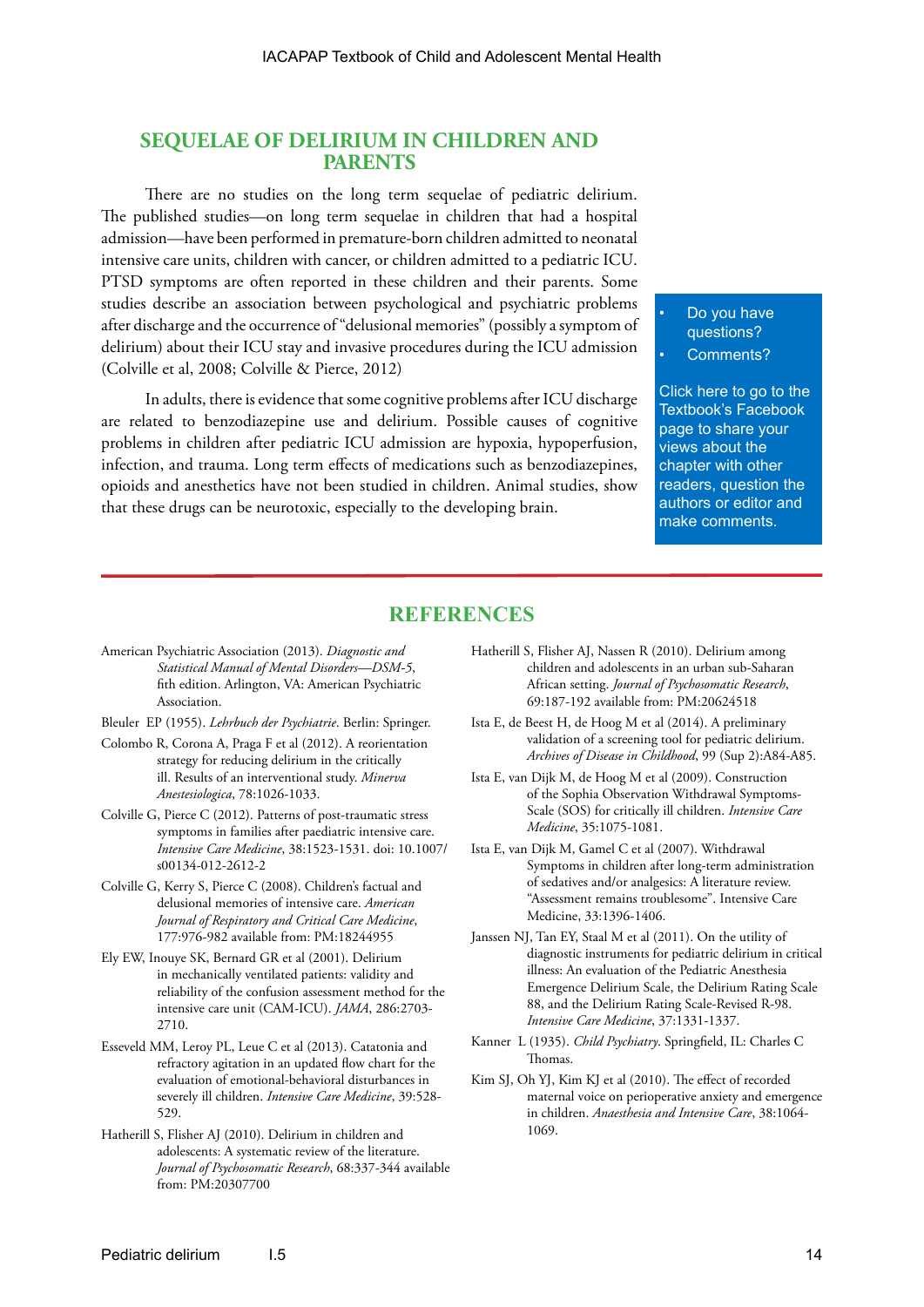## SEQUELAE OF DELIRIUM IN CHILDREN AND PARENTS

There are no studies on the long term sequelae of pediatric delirium. The published studies—on long term sequelae in children that had a hospital admission—have been performed in premature-born children admitted to neonatal intensive care units, children with cancer, or children admitted to a pediatric ICU. PTSD symptoms are often reported in these children and their parents. Some studies describe an association between psychological and psychiatric problems after discharge and the occurrence of "delusional memories" (possibly a symptom of delirium) about their ICU stay and invasive procedures during the ICU admission (Colville et al, 2008; Colville & Pierce, 2012)

In adults, there is evidence that some cognitive problems after ICU discharge are related to benzodiazepine use and delirium. Possible causes of cognitive problems in children after pediatric ICU admission are hypoxia, hypoperfusion, infection, and trauma. Long term effects of medications such as benzodiazepines, opioids and anesthetics have not been studied in children. Animal studies, show that these drugs can be neurotoxic, especially to the developing brain.

- Do you have questions?
- Comments?

Click here to go to the Textbook's Facebook page to share your views about the chapter with other readers, question the authors or editor and make comments.

## REFERENCES

American Psychiatric Association (2013). *Diagnostic and Statistical Manual of Mental Disorders—DSM-5*, fith edition. Arlington, VA: American Psychiatric Association.

Bleuler EP (1955). *Lehrbuch der Psychiatrie*. Berlin: Springer.

Colombo R, Corona A, Praga F et al (2012). A reorientation strategy for reducing delirium in the critically ill. Results of an interventional study. *Minerva Anestesiologica*, 78:1026-1033.

Colville G, Pierce C (2012). Patterns of post-traumatic stress symptoms in families after paediatric intensive care. *Intensive Care Medicine*, 38:1523-1531. doi: 10.1007/s00134-012-2612-2

Colville G, Kerry S, Pierce C (2008). Children's factual and delusional memories of intensive care. *American Journal of Respiratory and Critical Care Medicine*, 177:976-982 available from: PM:18244955

Ely EW, Inouye SK, Bernard GR et al (2001). Delirium in mechanically ventilated patients: validity and reliability of the confusion assessment method for the intensive care unit (CAM-ICU). *JAMA*, 286:2703-2710.

Esseveld MM, Leroy PL, Leue C et al (2013). Catatonia and refractory agitation in an updated flow chart for the evaluation of emotional-behavioral disturbances in severely ill children. *Intensive Care Medicine*, 39:528-529.

Hatherill S, Flisher AJ (2010). Delirium in children and adolescents: A systematic review of the literature. *Journal of Psychosomatic Research*, 68:337-344 available from: PM:20307700

Hatherill S, Flisher AJ, Nassen R (2010). Delirium among children and adolescents in an urban sub-Saharan African setting. *Journal of Psychosomatic Research*, 69:187-192 available from: PM:20624518

Ista E, de Beest H, de Hoog M et al (2014). A preliminary validation of a screening tool for pediatric delirium. *Archives of Disease in Childhood*, 99 (Sup 2):A84-A85.

Ista E, van Dijk M, de Hoog M et al (2009). Construction of the Sophia Observation Withdrawal Symptoms-Scale (SOS) for critically ill children. *Intensive Care Medicine*, 35:1075-1081.

Ista E, van Dijk M, Gamel C et al (2007). Withdrawal Symptoms in children after long-term administration of sedatives and/or analgesics: A literature review. "Assessment remains troublesome". Intensive Care Medicine, 33:1396-1406.

Janssen NJ, Tan EY, Staal M et al (2011). On the utility of diagnostic instruments for pediatric delirium in critical illness: An evaluation of the Pediatric Anesthesia Emergence Delirium Scale, the Delirium Rating Scale 88, and the Delirium Rating Scale-Revised R-98. *Intensive Care Medicine*, 37:1331-1337.

Kanner L (1935). *Child Psychiatry*. Springfield, IL: Charles C Thomas.

Kim SJ, Oh YJ, Kim KJ et al (2010). The effect of recorded maternal voice on perioperative anxiety and emergence in children. *Anaesthesia and Intensive Care*, 38:1064-1069.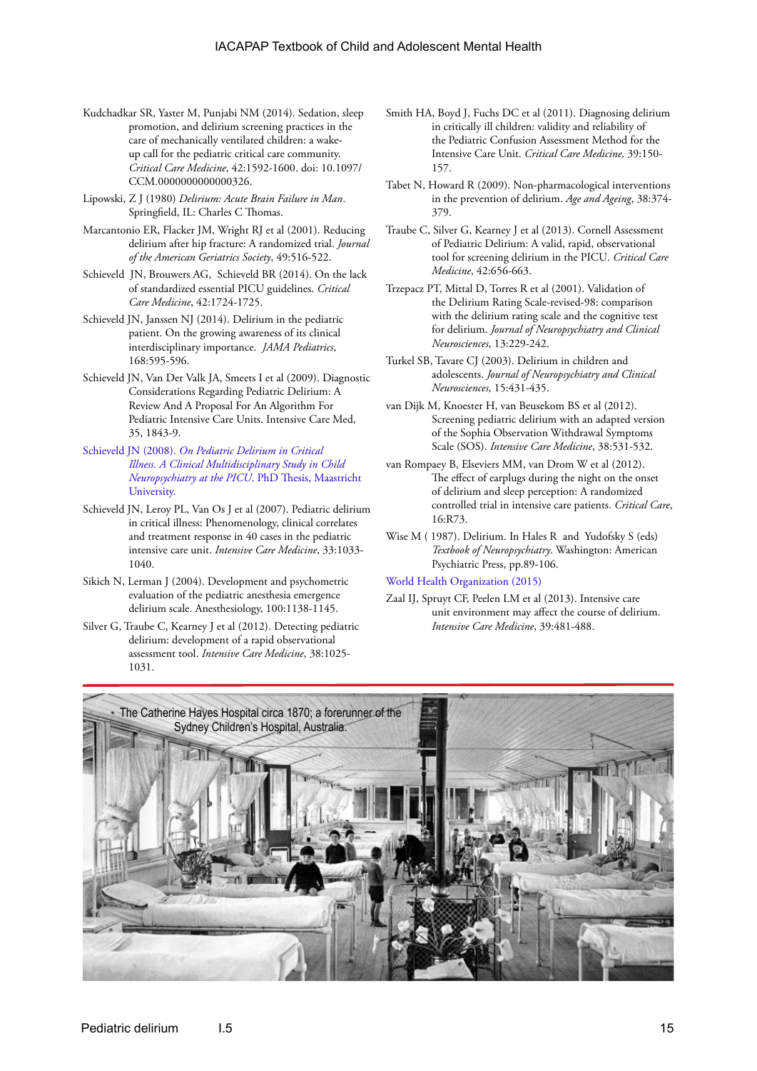Kudchadkar SR, Yaster M, Punjabi NM (2014). Sedation, sleep promotion, and delirium screening practices in the care of mechanically ventilated children: a wake-up call for the pediatric critical care community. *Critical Care Medicine*, 42:1592-1600. doi: 10.1097/CCM.0000000000000326.

Lipowski, Z J (1980) *Delirium: Acute Brain Failure in Man*. Springfield, IL: Charles C Thomas.

Marcantonio ER, Flacker JM, Wright RJ et al (2001). Reducing delirium after hip fracture: A randomized trial. *Journal of the American Geriatrics Society*, 49:516-522.

Schieveld JN, Brouwers AG, Schieveld BR (2014). On the lack of standardized essential PICU guidelines. *Critical Care Medicine*, 42:1724-1725.

Schieveld JN, Janssen NJ (2014). Delirium in the pediatric patient. On the growing awareness of its clinical interdisciplinary importance. *JAMA Pediatrics*, 168:595-596.

Schieveld JN, Van Der Valk JA, Smeets I et al (2009). Diagnostic Considerations Regarding Pediatric Delirium: A Review And A Proposal For An Algorithm For Pediatric Intensive Care Units. Intensive Care Med, 35, 1843-9.

Schieveld JN (2008). *On Pediatric Delirium in Critical Illness. A Clinical Multidisciplinary Study in Child Neuropsychiatry at the PICU*. PhD Thesis, Maastricht University.

Schieveld JN, Leroy PL, Van Os J et al (2007). Pediatric delirium in critical illness: Phenomenology, clinical correlates and treatment response in 40 cases in the pediatric intensive care unit. *Intensive Care Medicine*, 33:1033-1040.

Sikich N, Lerman J (2004). Development and psychometric evaluation of the pediatric anesthesia emergence delirium scale. Anesthesiology, 100:1138-1145.

Silver G, Traube C, Kearney J et al (2012). Detecting pediatric delirium: development of a rapid observational assessment tool. *Intensive Care Medicine*, 38:1025-1031.

Smith HA, Boyd J, Fuchs DC et al (2011). Diagnosing delirium in critically ill children: validity and reliability of the Pediatric Confusion Assessment Method for the Intensive Care Unit. *Critical Care Medicine*, 39:150-157.

Tabet N, Howard R (2009). Non-pharmacological interventions in the prevention of delirium. *Age and Ageing*, 38:374-379.

Traube C, Silver G, Kearney J et al (2013). Cornell Assessment of Pediatric Delirium: A valid, rapid, observational tool for screening delirium in the PICU. *Critical Care Medicine*, 42:656-663.

Trzepacz PT, Mittal D, Torres R et al (2001). Validation of the Delirium Rating Scale-revised-98: comparison with the delirium rating scale and the cognitive test for delirium. *Journal of Neuropsychiatry and Clinical Neurosciences*, 13:229-242.

Turkel SB, Tavare CJ (2003). Delirium in children and adolescents. *Journal of Neuropsychiatry and Clinical Neurosciences*, 15:431-435.

van Dijk M, Knoester H, van Beusekom BS et al (2012). Screening pediatric delirium with an adapted version of the Sophia Observation Withdrawal Symptoms Scale (SOS). *Intensive Care Medicine*, 38:531-532.

van Rompaey B, Elseviers MM, van Drom W et al (2012). The effect of earplugs during the night on the onset of delirium and sleep perception: A randomized controlled trial in intensive care patients. *Critical Care*, 16:R73.

Wise M ( 1987). Delirium. In Hales R and Yudofsky S (eds) *Textbook of Neuropsychiatry*. Washington: American Psychiatric Press, pp.89-106.

World Health Organization (2015)

Zaal IJ, Spruyt CF, Peelen LM et al (2013). Intensive care unit environment may affect the course of delirium. *Intensive Care Medicine*, 39:481-488.

The Catherine Hayes Hospital circa 1870; a forerunner of the Sydney Children's Hospital, Australia.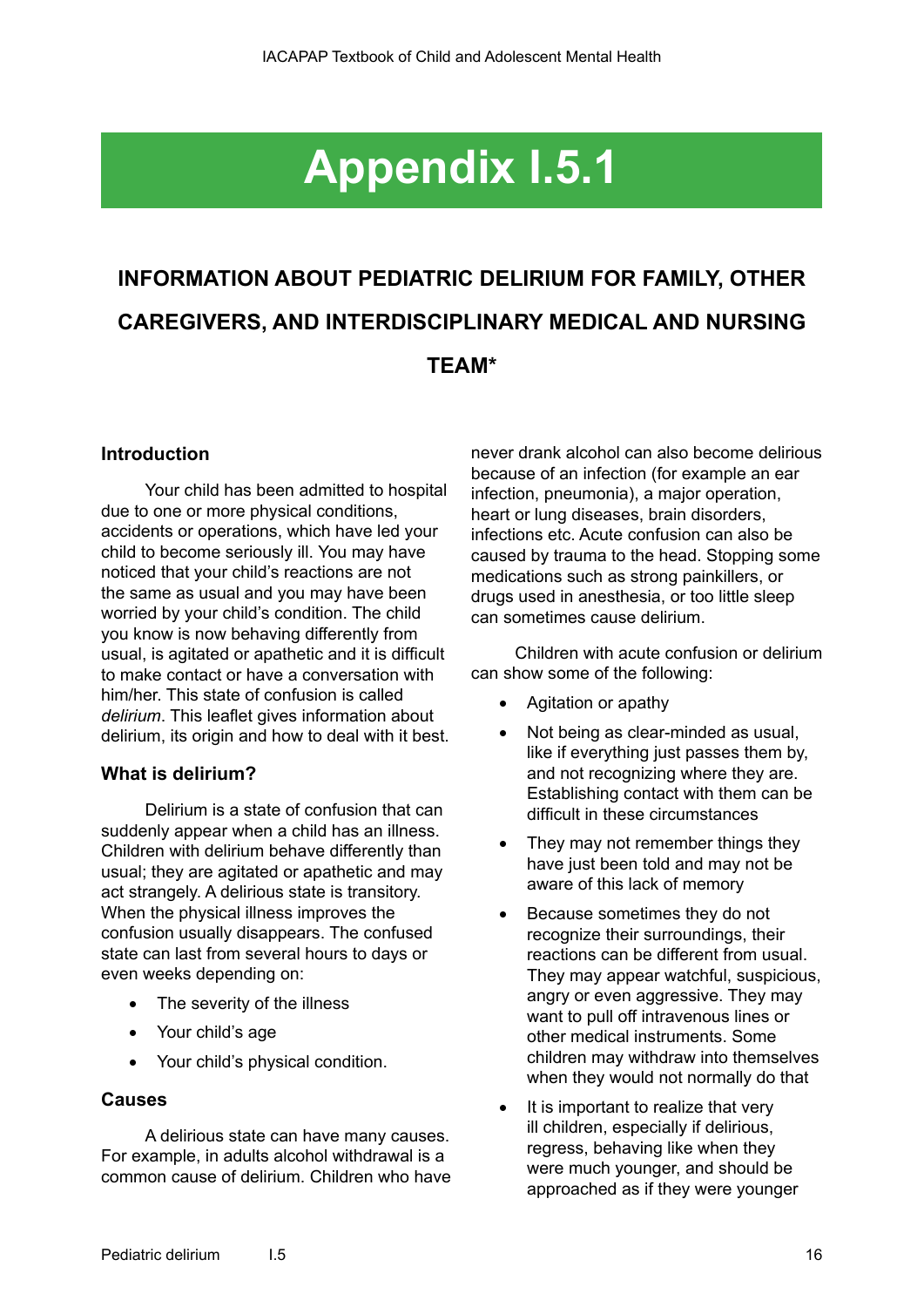# Appendix I.5.1

## INFORMATION ABOUT PEDIATRIC DELIRIUM FOR FAMILY, OTHER CAREGIVERS, AND INTERDISCIPLINARY MEDICAL AND NURSING TEAM*

### Introduction

Your child has been admitted to hospital due to one or more physical conditions, accidents or operations, which have led your child to become seriously ill. You may have noticed that your child's reactions are not the same as usual and you may have been worried by your child's condition. The child you know is now behaving differently from usual, is agitated or apathetic and it is difficult to make contact or have a conversation with him/her. This state of confusion is called *delirium*. This leaflet gives information about delirium, its origin and how to deal with it best.

### What is delirium?

Delirium is a state of confusion that can suddenly appear when a child has an illness. Children with delirium behave differently than usual; they are agitated or apathetic and may act strangely. A delirious state is transitory. When the physical illness improves the confusion usually disappears. The confused state can last from several hours to days or even weeks depending on:

- The severity of the illness
- Your child's age
- Your child's physical condition.

### Causes

A delirious state can have many causes. For example, in adults alcohol withdrawal is a common cause of delirium. Children who have never drank alcohol can also become delirious because of an infection (for example an ear infection, pneumonia), a major operation, heart or lung diseases, brain disorders, infections etc. Acute confusion can also be caused by trauma to the head. Stopping some medications such as strong painkillers, or drugs used in anesthesia, or too little sleep can sometimes cause delirium.

Children with acute confusion or delirium can show some of the following:

- Agitation or apathy
- Not being as clear-minded as usual, like if everything just passes them by, and not recognizing where they are. Establishing contact with them can be difficult in these circumstances
- They may not remember things they have just been told and may not be aware of this lack of memory
- Because sometimes they do not recognize their surroundings, their reactions can be different from usual. They may appear watchful, suspicious, angry or even aggressive. They may want to pull off intravenous lines or other medical instruments. Some children may withdraw into themselves when they would not normally do that
- It is important to realize that very ill children, especially if delirious, regress, behaving like when they were much younger, and should be approached as if they were younger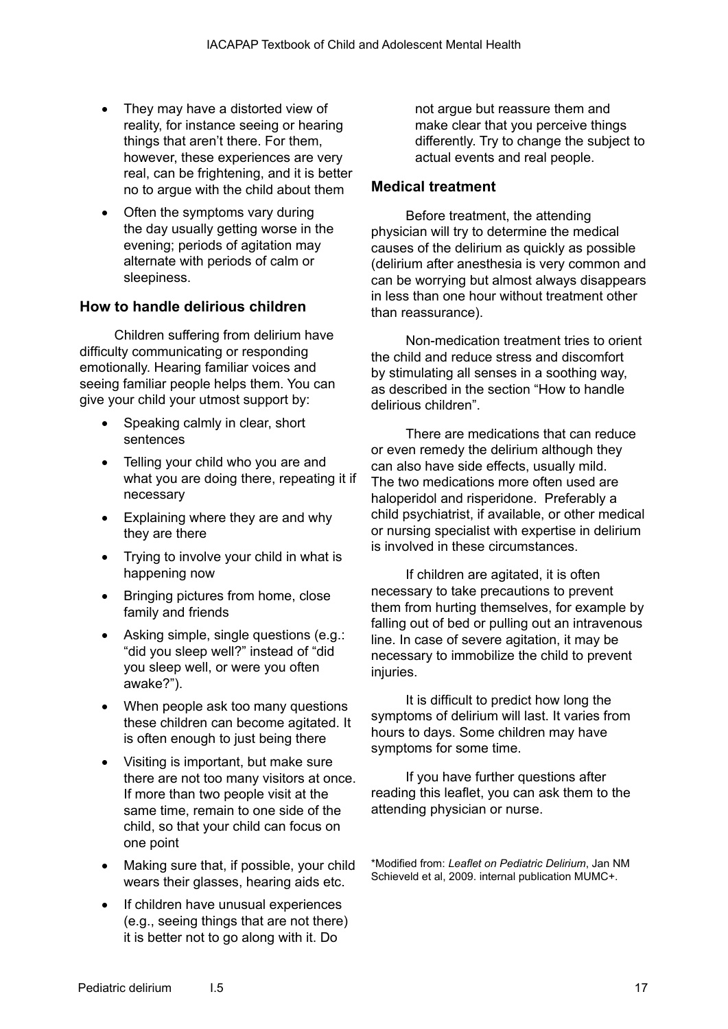- They may have a distorted view of reality, for instance seeing or hearing things that aren't there. For them, however, these experiences are very real, can be frightening, and it is better no to argue with the child about them
- Often the symptoms vary during the day usually getting worse in the evening; periods of agitation may alternate with periods of calm or sleepiness.

### How to handle delirious children

Children suffering from delirium have difficulty communicating or responding emotionally. Hearing familiar voices and seeing familiar people helps them. You can give your child your utmost support by:

- Speaking calmly in clear, short sentences
- Telling your child who you are and what you are doing there, repeating it if necessary
- Explaining where they are and why they are there
- Trying to involve your child in what is happening now
- Bringing pictures from home, close family and friends
- Asking simple, single questions (e.g.: "did you sleep well?" instead of "did you sleep well, or were you often awake?").
- When people ask too many questions these children can become agitated. It is often enough to just being there
- Visiting is important, but make sure there are not too many visitors at once. If more than two people visit at the same time, remain to one side of the child, so that your child can focus on one point
- Making sure that, if possible, your child wears their glasses, hearing aids etc.
- If children have unusual experiences (e.g., seeing things that are not there) it is better not to go along with it. Do not argue but reassure them and make clear that you perceive things differently. Try to change the subject to actual events and real people.

### Medical treatment

Before treatment, the attending physician will try to determine the medical causes of the delirium as quickly as possible (delirium after anesthesia is very common and can be worrying but almost always disappears in less than one hour without treatment other than reassurance).

Non-medication treatment tries to orient the child and reduce stress and discomfort by stimulating all senses in a soothing way, as described in the section "How to handle delirious children".

There are medications that can reduce or even remedy the delirium although they can also have side effects, usually mild. The two medications more often used are haloperidol and risperidone. Preferably a child psychiatrist, if available, or other medical or nursing specialist with expertise in delirium is involved in these circumstances.

If children are agitated, it is often necessary to take precautions to prevent them from hurting themselves, for example by falling out of bed or pulling out an intravenous line. In case of severe agitation, it may be necessary to immobilize the child to prevent injuries.

It is difficult to predict how long the symptoms of delirium will last. It varies from hours to days. Some children may have symptoms for some time.

If you have further questions after reading this leaflet, you can ask them to the attending physician or nurse.

*Modified from: *Leaflet on Pediatric Delirium*, Jan NM Schieveld et al, 2009. internal publication MUMC+.